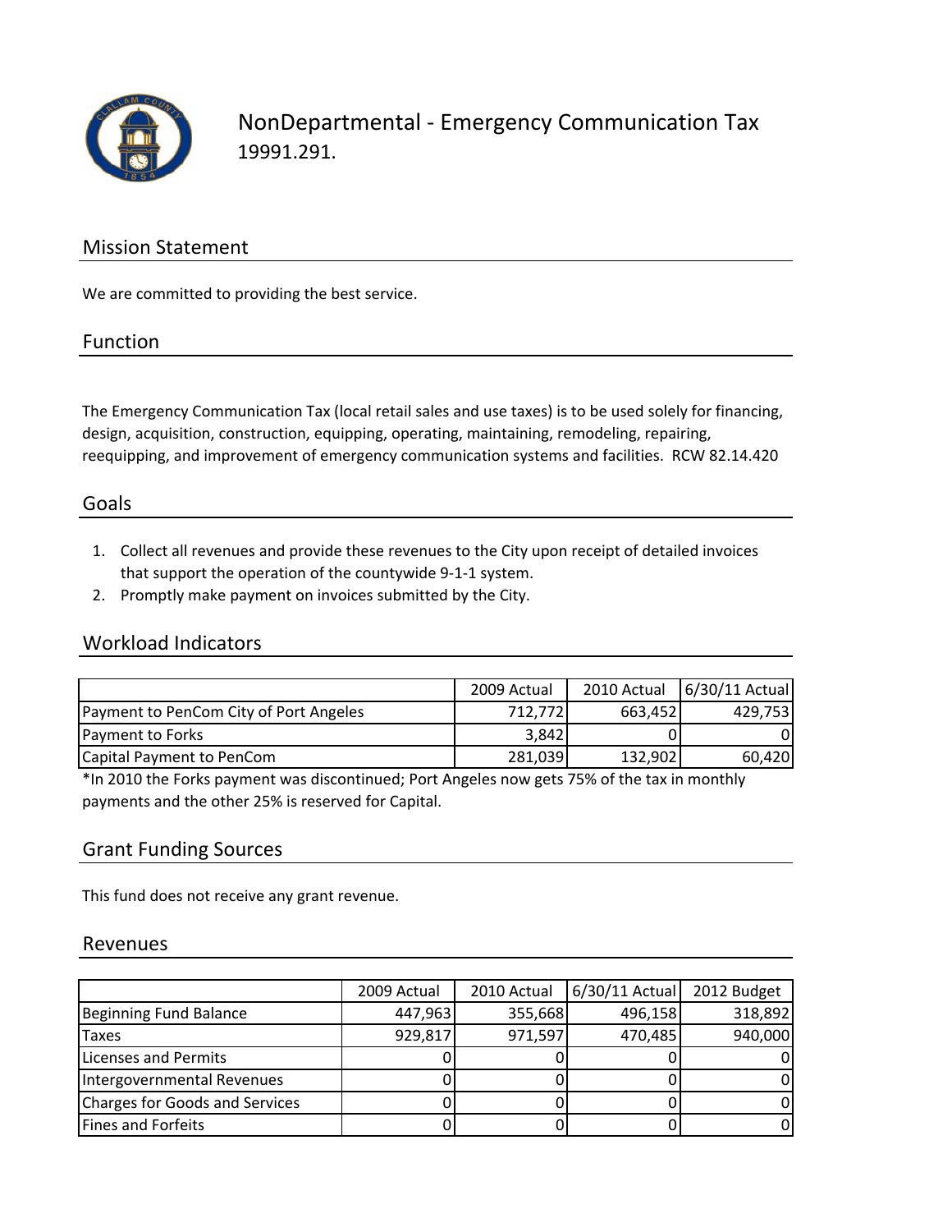# NonDepartmental - Emergency Communication Tax

19991.291.

## Mission Statement

We are committed to providing the best service.

## Function

The Emergency Communication Tax (local retail sales and use taxes) is to be used solely for financing, design, acquisition, construction, equipping, operating, maintaining, remodeling, repairing, reequipping, and improvement of emergency communication systems and facilities. RCW 82.14.420

## Goals

1. Collect all revenues and provide these revenues to the City upon receipt of detailed invoices that support the operation of the countywide 9-1-1 system.
2. Promptly make payment on invoices submitted by the City.

## Workload Indicators

| | 2009 Actual | 2010 Actual | 6/30/11 Actual |
|---|---|---|---|
| Payment to PenCom City of Port Angeles | 712,772 | 663,452 | 429,753 |
| Payment to Forks | 3,842 | 0 | 0 |
| Capital Payment to PenCom | 281,039 | 132,902 | 60,420 |

*In 2010 the Forks payment was discontinued; Port Angeles now gets 75% of the tax in monthly payments and the other 25% is reserved for Capital.

## Grant Funding Sources

This fund does not receive any grant revenue.

## Revenues

| | 2009 Actual | 2010 Actual | 6/30/11 Actual | 2012 Budget |
|---|---|---|---|---|
| Beginning Fund Balance | 447,963 | 355,668 | 496,158 | 318,892 |
| Taxes | 929,817 | 971,597 | 470,485 | 940,000 |
| Licenses and Permits | 0 | 0 | 0 | 0 |
| Intergovernmental Revenues | 0 | 0 | 0 | 0 |
| Charges for Goods and Services | 0 | 0 | 0 | 0 |
| Fines and Forfeits | 0 | 0 | 0 | 0 |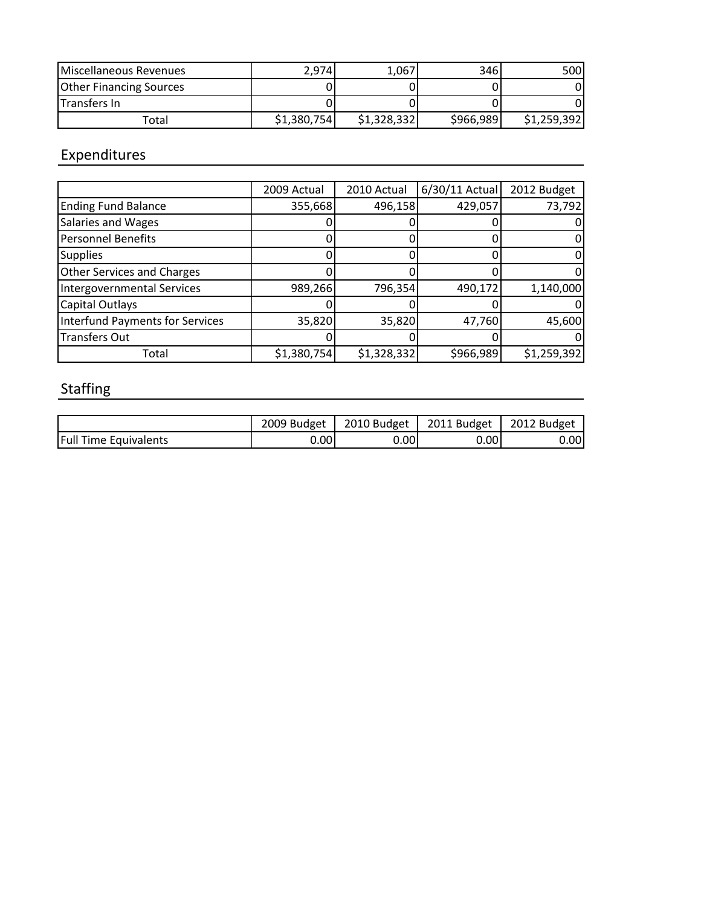| | | | | |
|---|---|---|---|---|
| Miscellaneous Revenues | 2,974 | 1,067 | 346 | 500 |
| Other Financing Sources | 0 | 0 | 0 | 0 |
| Transfers In | 0 | 0 | 0 | 0 |
| Total | $1,380,754 | $1,328,332 | $966,989 | $1,259,392 |

## Expenditures

| | 2009 Actual | 2010 Actual | 6/30/11 Actual | 2012 Budget |
|---|---|---|---|---|
| Ending Fund Balance | 355,668 | 496,158 | 429,057 | 73,792 |
| Salaries and Wages | 0 | 0 | 0 | 0 |
| Personnel Benefits | 0 | 0 | 0 | 0 |
| Supplies | 0 | 0 | 0 | 0 |
| Other Services and Charges | 0 | 0 | 0 | 0 |
| Intergovernmental Services | 989,266 | 796,354 | 490,172 | 1,140,000 |
| Capital Outlays | 0 | 0 | 0 | 0 |
| Interfund Payments for Services | 35,820 | 35,820 | 47,760 | 45,600 |
| Transfers Out | 0 | 0 | 0 | 0 |
| Total | $1,380,754 | $1,328,332 | $966,989 | $1,259,392 |

## Staffing

| | 2009 Budget | 2010 Budget | 2011 Budget | 2012 Budget |
|---|---|---|---|---|
| Full Time Equivalents | 0.00 | 0.00 | 0.00 | 0.00 |